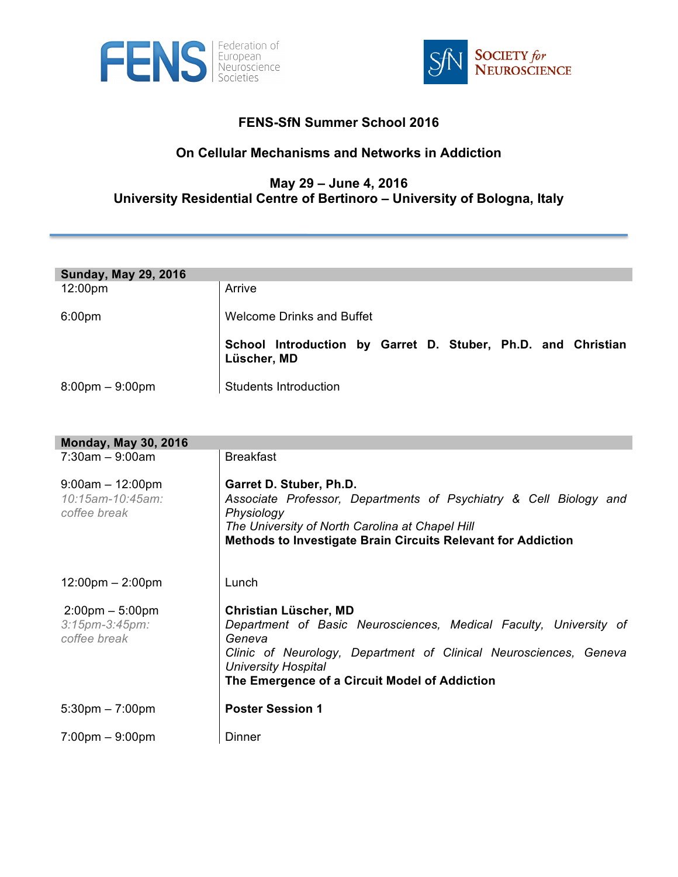FENS Federation of European Neuroscience Societies

SfN Society for Neuroscience

# FENS-SfN Summer School 2016

## On Cellular Mechanisms and Networks in Addiction

**May 29 – June 4, 2016**
**University Residential Centre of Bertinoro – University of Bologna, Italy**

---

| **Sunday, May 29, 2016** | |
|---|---|
| 12:00pm | Arrive |
| 6:00pm | Welcome Drinks and Buffet |
| | **School Introduction by Garret D. Stuber, Ph.D. and Christian Lüscher, MD** |
| 8:00pm – 9:00pm | Students Introduction |

| **Monday, May 30, 2016** | |
|---|---|
| 7:30am – 9:00am | Breakfast |
| 9:00am – 12:00pm<br>*10:15am-10:45am: coffee break* | **Garret D. Stuber, Ph.D.**<br>*Associate Professor, Departments of Psychiatry & Cell Biology and Physiology*<br>*The University of North Carolina at Chapel Hill*<br>**Methods to Investigate Brain Circuits Relevant for Addiction** |
| 12:00pm – 2:00pm | Lunch |
| 2:00pm – 5:00pm<br>*3:15pm-3:45pm: coffee break* | **Christian Lüscher, MD**<br>*Department of Basic Neurosciences, Medical Faculty, University of Geneva*<br>*Clinic of Neurology, Department of Clinical Neurosciences, Geneva University Hospital*<br>**The Emergence of a Circuit Model of Addiction** |
| 5:30pm – 7:00pm | **Poster Session 1** |
| 7:00pm – 9:00pm | Dinner |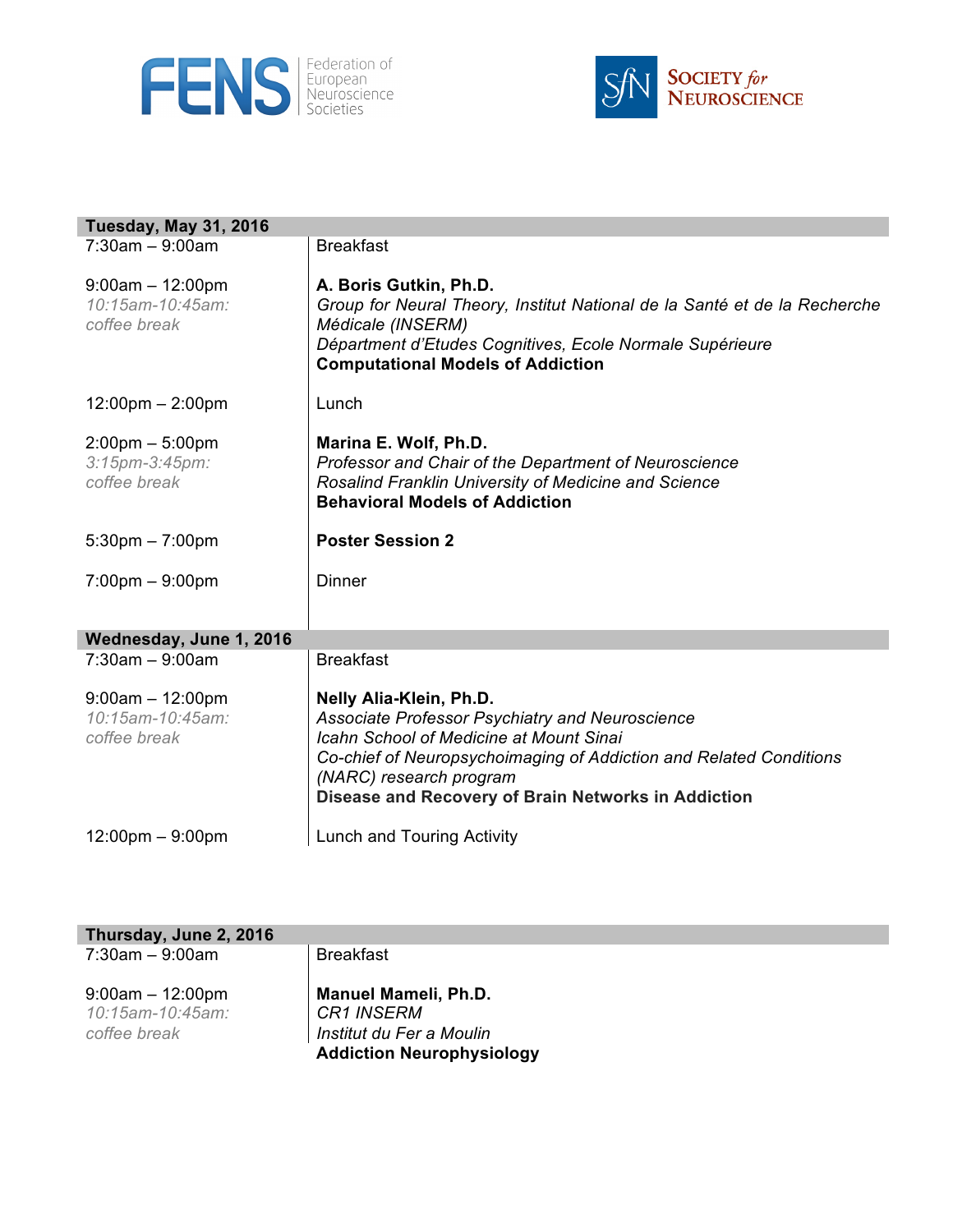FENS Federation of European Neuroscience Societies

SfN Society *for* Neuroscience

| **Tuesday, May 31, 2016** | |
|---|---|
| 7:30am – 9:00am | Breakfast |
| 9:00am – 12:00pm<br>*10:15am-10:45am: coffee break* | **A. Boris Gutkin, Ph.D.**<br>*Group for Neural Theory, Institut National de la Santé et de la Recherche Médicale (INSERM)*<br>*Départment d'Etudes Cognitives, Ecole Normale Supérieure*<br>**Computational Models of Addiction** |
| 12:00pm – 2:00pm | Lunch |
| 2:00pm – 5:00pm<br>*3:15pm-3:45pm: coffee break* | **Marina E. Wolf, Ph.D.**<br>*Professor and Chair of the Department of Neuroscience*<br>*Rosalind Franklin University of Medicine and Science*<br>**Behavioral Models of Addiction** |
| 5:30pm – 7:00pm | **Poster Session 2** |
| 7:00pm – 9:00pm | Dinner |

| **Wednesday, June 1, 2016** | |
|---|---|
| 7:30am – 9:00am | Breakfast |
| 9:00am – 12:00pm<br>*10:15am-10:45am: coffee break* | **Nelly Alia-Klein, Ph.D.**<br>*Associate Professor Psychiatry and Neuroscience*<br>*Icahn School of Medicine at Mount Sinai*<br>*Co-chief of Neuropsychoimaging of Addiction and Related Conditions (NARC) research program*<br>**Disease and Recovery of Brain Networks in Addiction** |
| 12:00pm – 9:00pm | Lunch and Touring Activity |

| **Thursday, June 2, 2016** | |
|---|---|
| 7:30am – 9:00am | Breakfast |
| 9:00am – 12:00pm<br>*10:15am-10:45am: coffee break* | **Manuel Mameli, Ph.D.**<br>*CR1 INSERM*<br>*Institut du Fer a Moulin*<br>**Addiction Neurophysiology** |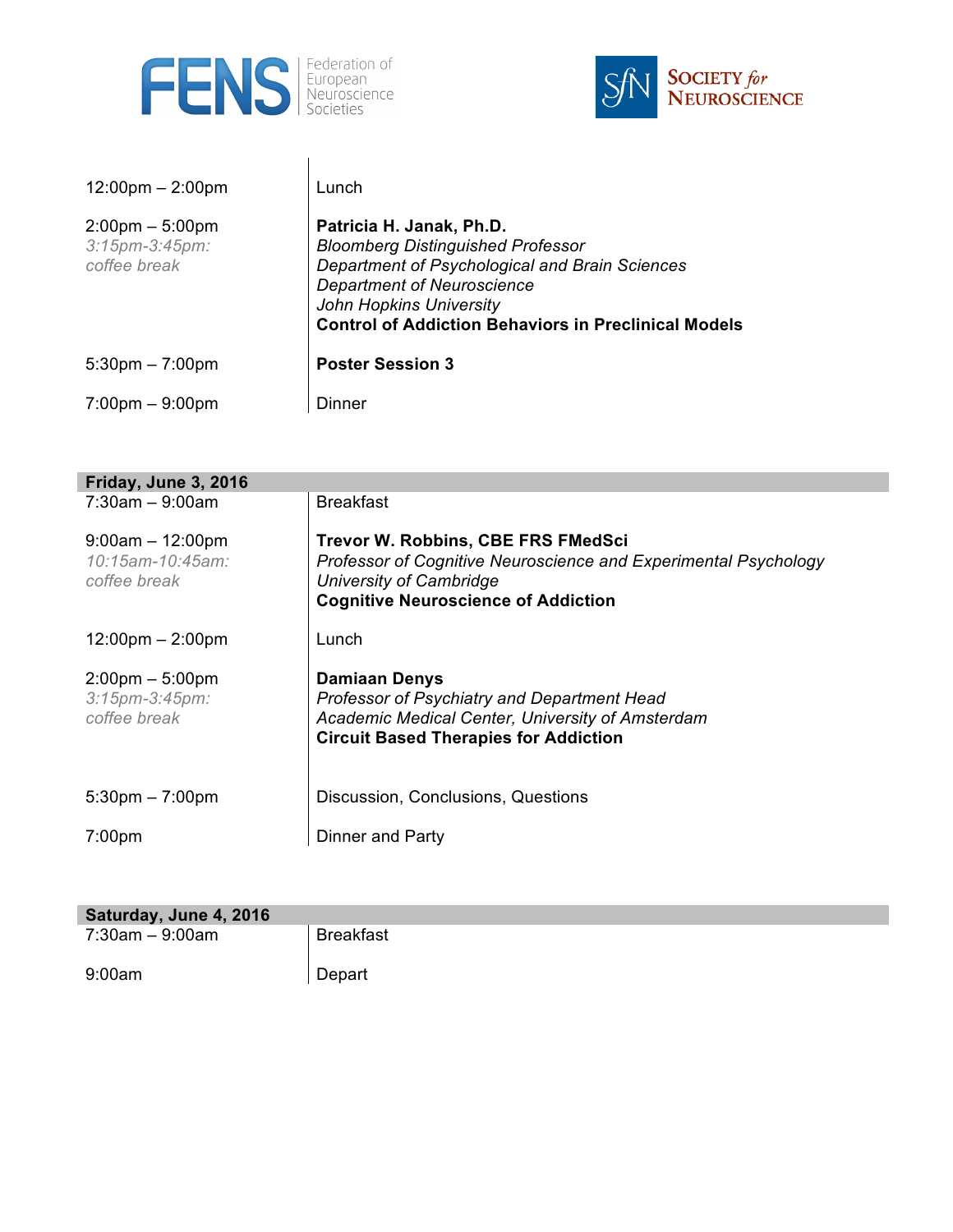| | |
|---|---|
| 12:00pm – 2:00pm | Lunch |
| 2:00pm – 5:00pm<br>*3:15pm-3:45pm: coffee break* | **Patricia H. Janak, Ph.D.**<br>*Bloomberg Distinguished Professor*<br>*Department of Psychological and Brain Sciences*<br>*Department of Neuroscience*<br>*John Hopkins University*<br>**Control of Addiction Behaviors in Preclinical Models** |
| 5:30pm – 7:00pm | **Poster Session 3** |
| 7:00pm – 9:00pm | Dinner |

**Friday, June 3, 2016**

| | |
|---|---|
| 7:30am – 9:00am | Breakfast |
| 9:00am – 12:00pm<br>*10:15am-10:45am: coffee break* | **Trevor W. Robbins, CBE FRS FMedSci**<br>*Professor of Cognitive Neuroscience and Experimental Psychology*<br>*University of Cambridge*<br>**Cognitive Neuroscience of Addiction** |
| 12:00pm – 2:00pm | Lunch |
| 2:00pm – 5:00pm<br>*3:15pm-3:45pm: coffee break* | **Damiaan Denys**<br>*Professor of Psychiatry and Department Head*<br>*Academic Medical Center, University of Amsterdam*<br>**Circuit Based Therapies for Addiction** |
| 5:30pm – 7:00pm | Discussion, Conclusions, Questions |
| 7:00pm | Dinner and Party |

**Saturday, June 4, 2016**

| | |
|---|---|
| 7:30am – 9:00am | Breakfast |
| 9:00am | Depart |